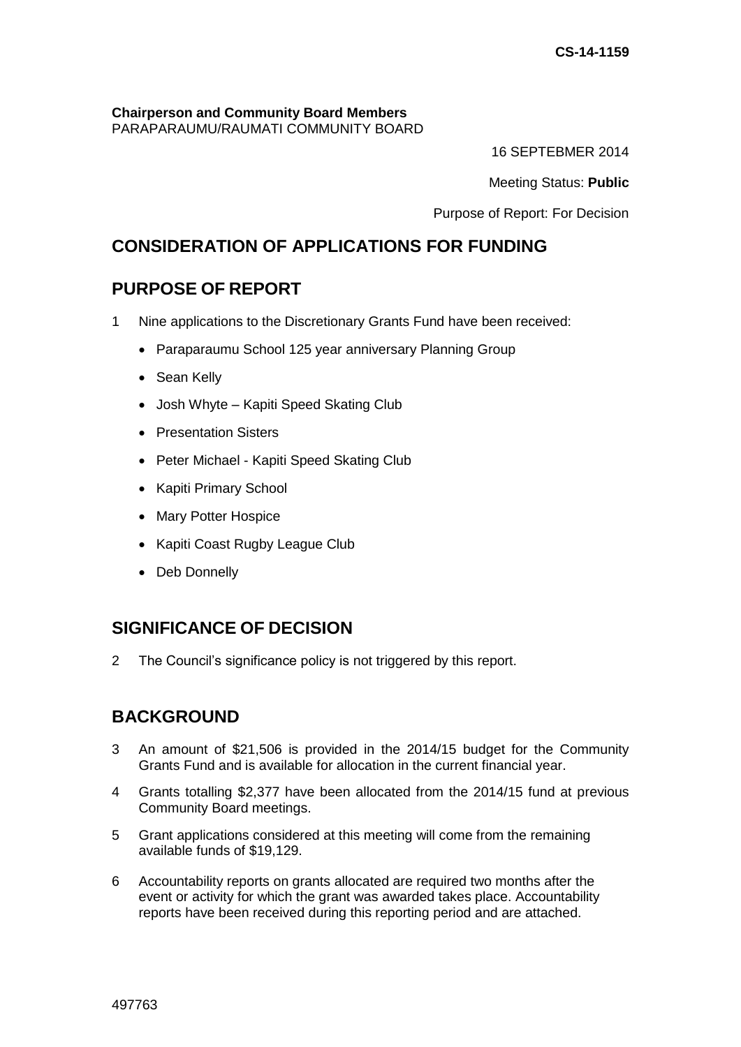CS-14-1159

**Chairperson and Community Board Members**
PARAPARAUMU/RAUMATI COMMUNITY BOARD

16 SEPTEBMER 2014

Meeting Status: **Public**

Purpose of Report: For Decision

## CONSIDERATION OF APPLICATIONS FOR FUNDING

## PURPOSE OF REPORT

1 Nine applications to the Discretionary Grants Fund have been received:

- Paraparaumu School 125 year anniversary Planning Group
- Sean Kelly
- Josh Whyte – Kapiti Speed Skating Club
- Presentation Sisters
- Peter Michael - Kapiti Speed Skating Club
- Kapiti Primary School
- Mary Potter Hospice
- Kapiti Coast Rugby League Club
- Deb Donnelly

## SIGNIFICANCE OF DECISION

2 The Council's significance policy is not triggered by this report.

## BACKGROUND

3 An amount of $21,506 is provided in the 2014/15 budget for the Community Grants Fund and is available for allocation in the current financial year.

4 Grants totalling $2,377 have been allocated from the 2014/15 fund at previous Community Board meetings.

5 Grant applications considered at this meeting will come from the remaining available funds of $19,129.

6 Accountability reports on grants allocated are required two months after the event or activity for which the grant was awarded takes place. Accountability reports have been received during this reporting period and are attached.

497763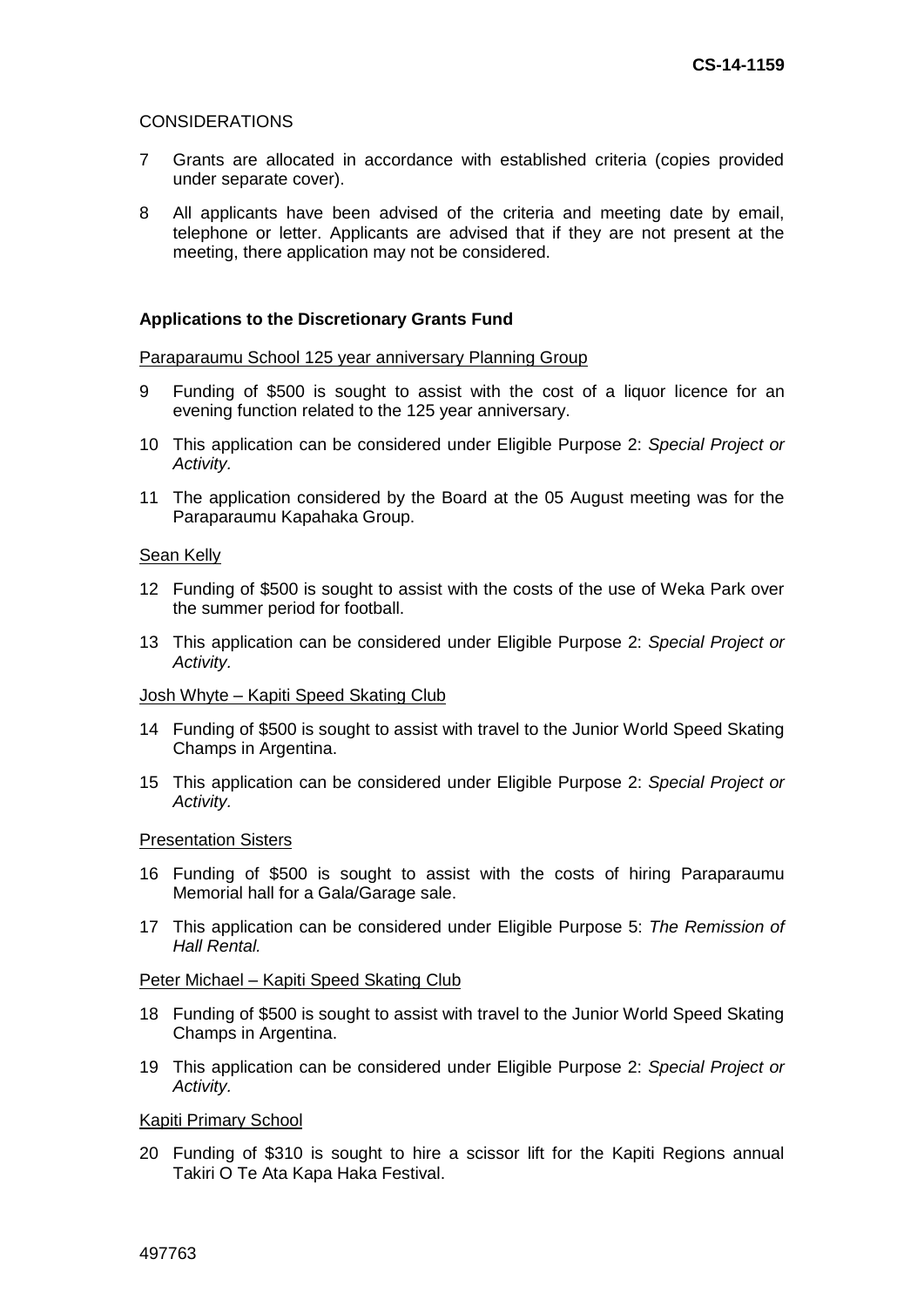CONSIDERATIONS

7 Grants are allocated in accordance with established criteria (copies provided under separate cover).

8 All applicants have been advised of the criteria and meeting date by email, telephone or letter. Applicants are advised that if they are not present at the meeting, there application may not be considered.

**Applications to the Discretionary Grants Fund**

Paraparaumu School 125 year anniversary Planning Group

9 Funding of $500 is sought to assist with the cost of a liquor licence for an evening function related to the 125 year anniversary.

10 This application can be considered under Eligible Purpose 2: *Special Project or Activity*.

11 The application considered by the Board at the 05 August meeting was for the Paraparaumu Kapahaka Group.

Sean Kelly

12 Funding of $500 is sought to assist with the costs of the use of Weka Park over the summer period for football.

13 This application can be considered under Eligible Purpose 2: *Special Project or Activity.*

Josh Whyte – Kapiti Speed Skating Club

14 Funding of $500 is sought to assist with travel to the Junior World Speed Skating Champs in Argentina.

15 This application can be considered under Eligible Purpose 2: *Special Project or Activity.*

Presentation Sisters

16 Funding of $500 is sought to assist with the costs of hiring Paraparaumu Memorial hall for a Gala/Garage sale.

17 This application can be considered under Eligible Purpose 5: *The Remission of Hall Rental.*

Peter Michael – Kapiti Speed Skating Club

18 Funding of $500 is sought to assist with travel to the Junior World Speed Skating Champs in Argentina.

19 This application can be considered under Eligible Purpose 2: *Special Project or Activity.*

Kapiti Primary School

20 Funding of $310 is sought to hire a scissor lift for the Kapiti Regions annual Takiri O Te Ata Kapa Haka Festival.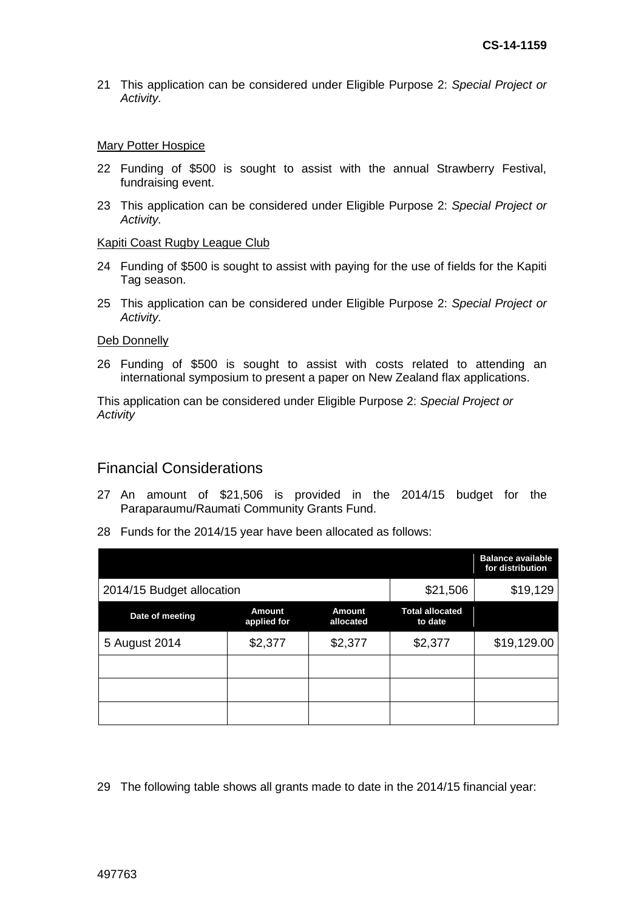21 This application can be considered under Eligible Purpose 2: *Special Project or Activity*.

Mary Potter Hospice

22 Funding of $500 is sought to assist with the annual Strawberry Festival, fundraising event.

23 This application can be considered under Eligible Purpose 2: *Special Project or Activity*.

Kapiti Coast Rugby League Club

24 Funding of $500 is sought to assist with paying for the use of fields for the Kapiti Tag season.

25 This application can be considered under Eligible Purpose 2: *Special Project or Activity*.

Deb Donnelly

26 Funding of $500 is sought to assist with costs related to attending an international symposium to present a paper on New Zealand flax applications.

This application can be considered under Eligible Purpose 2: *Special Project or Activity*

## Financial Considerations

27 An amount of $21,506 is provided in the 2014/15 budget for the Paraparaumu/Raumati Community Grants Fund.

28 Funds for the 2014/15 year have been allocated as follows:

| | | | | Balance available for distribution |
|---|---|---|---|---|
| 2014/15 Budget allocation | | | $21,506 | $19,129 |
| **Date of meeting** | **Amount applied for** | **Amount allocated** | **Total allocated to date** | |
| 5 August 2014 | $2,377 | $2,377 | $2,377 | $19,129.00 |
| | | | | |
| | | | | |
| | | | | |

29 The following table shows all grants made to date in the 2014/15 financial year: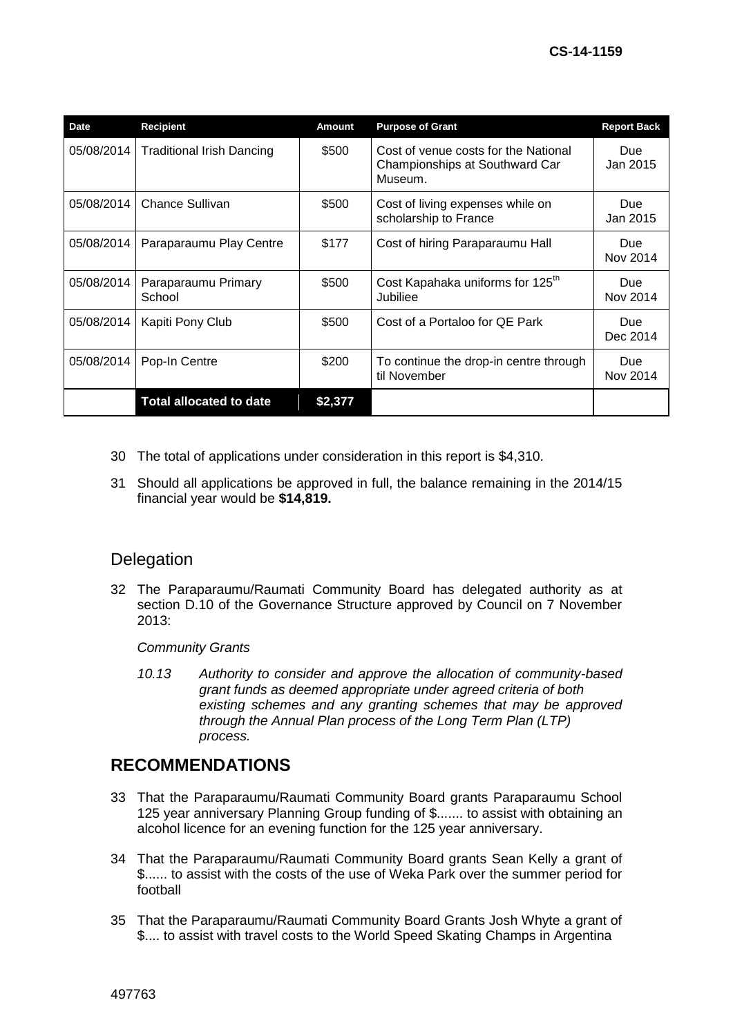| Date | Recipient | Amount | Purpose of Grant | Report Back |
|---|---|---|---|---|
| 05/08/2014 | Traditional Irish Dancing | \$500 | Cost of venue costs for the National Championships at Southward Car Museum. | Due Jan 2015 |
| 05/08/2014 | Chance Sullivan | \$500 | Cost of living expenses while on scholarship to France | Due Jan 2015 |
| 05/08/2014 | Paraparaumu Play Centre | \$177 | Cost of hiring Paraparaumu Hall | Due Nov 2014 |
| 05/08/2014 | Paraparaumu Primary School | \$500 | Cost Kapahaka uniforms for 125th Jubiliee | Due Nov 2014 |
| 05/08/2014 | Kapiti Pony Club | \$500 | Cost of a Portaloo for QE Park | Due Dec 2014 |
| 05/08/2014 | Pop-In Centre | \$200 | To continue the drop-in centre through til November | Due Nov 2014 |
| | **Total allocated to date** | **\$2,377** | | |

30 The total of applications under consideration in this report is \$4,310.

31 Should all applications be approved in full, the balance remaining in the 2014/15 financial year would be **\$14,819.**

## Delegation

32 The Paraparaumu/Raumati Community Board has delegated authority as at section D.10 of the Governance Structure approved by Council on 7 November 2013:

*Community Grants*

*10.13 Authority to consider and approve the allocation of community-based grant funds as deemed appropriate under agreed criteria of both existing schemes and any granting schemes that may be approved through the Annual Plan process of the Long Term Plan (LTP) process.*

## RECOMMENDATIONS

33 That the Paraparaumu/Raumati Community Board grants Paraparaumu School 125 year anniversary Planning Group funding of \$....... to assist with obtaining an alcohol licence for an evening function for the 125 year anniversary.

34 That the Paraparaumu/Raumati Community Board grants Sean Kelly a grant of \$...... to assist with the costs of the use of Weka Park over the summer period for football

35 That the Paraparaumu/Raumati Community Board Grants Josh Whyte a grant of \$.... to assist with travel costs to the World Speed Skating Champs in Argentina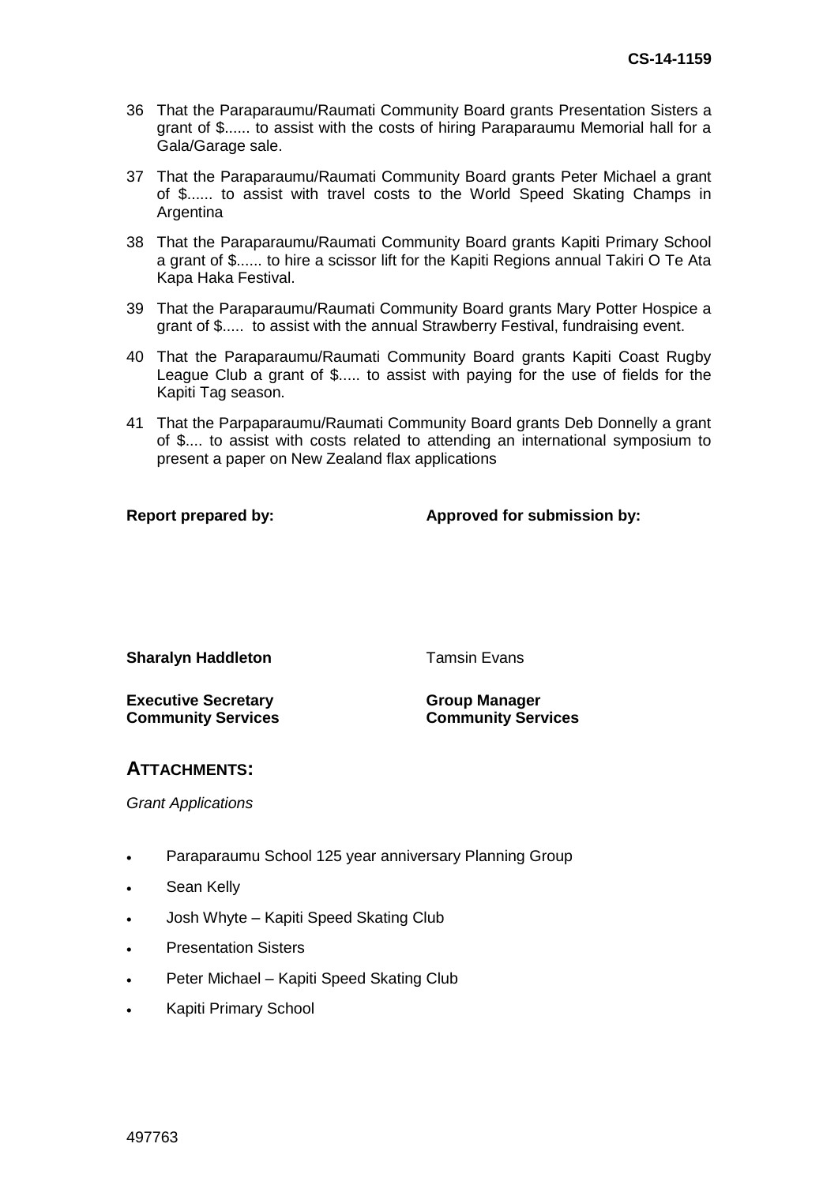36 That the Paraparaumu/Raumati Community Board grants Presentation Sisters a grant of $...... to assist with the costs of hiring Paraparaumu Memorial hall for a Gala/Garage sale.

37 That the Paraparaumu/Raumati Community Board grants Peter Michael a grant of $...... to assist with travel costs to the World Speed Skating Champs in Argentina

38 That the Paraparaumu/Raumati Community Board grants Kapiti Primary School a grant of $...... to hire a scissor lift for the Kapiti Regions annual Takiri O Te Ata Kapa Haka Festival.

39 That the Paraparaumu/Raumati Community Board grants Mary Potter Hospice a grant of $..... to assist with the annual Strawberry Festival, fundraising event.

40 That the Paraparaumu/Raumati Community Board grants Kapiti Coast Rugby League Club a grant of $..... to assist with paying for the use of fields for the Kapiti Tag season.

41 That the Parpaparaumu/Raumati Community Board grants Deb Donnelly a grant of $.... to assist with costs related to attending an international symposium to present a paper on New Zealand flax applications

| **Report prepared by:** | **Approved for submission by:** |
|---|---|
| **Sharalyn Haddleton** | Tamsin Evans |
| **Executive Secretary** **Community Services** | **Group Manager** **Community Services** |

## ATTACHMENTS:

*Grant Applications*

- Paraparaumu School 125 year anniversary Planning Group
- Sean Kelly
- Josh Whyte – Kapiti Speed Skating Club
- Presentation Sisters
- Peter Michael – Kapiti Speed Skating Club
- Kapiti Primary School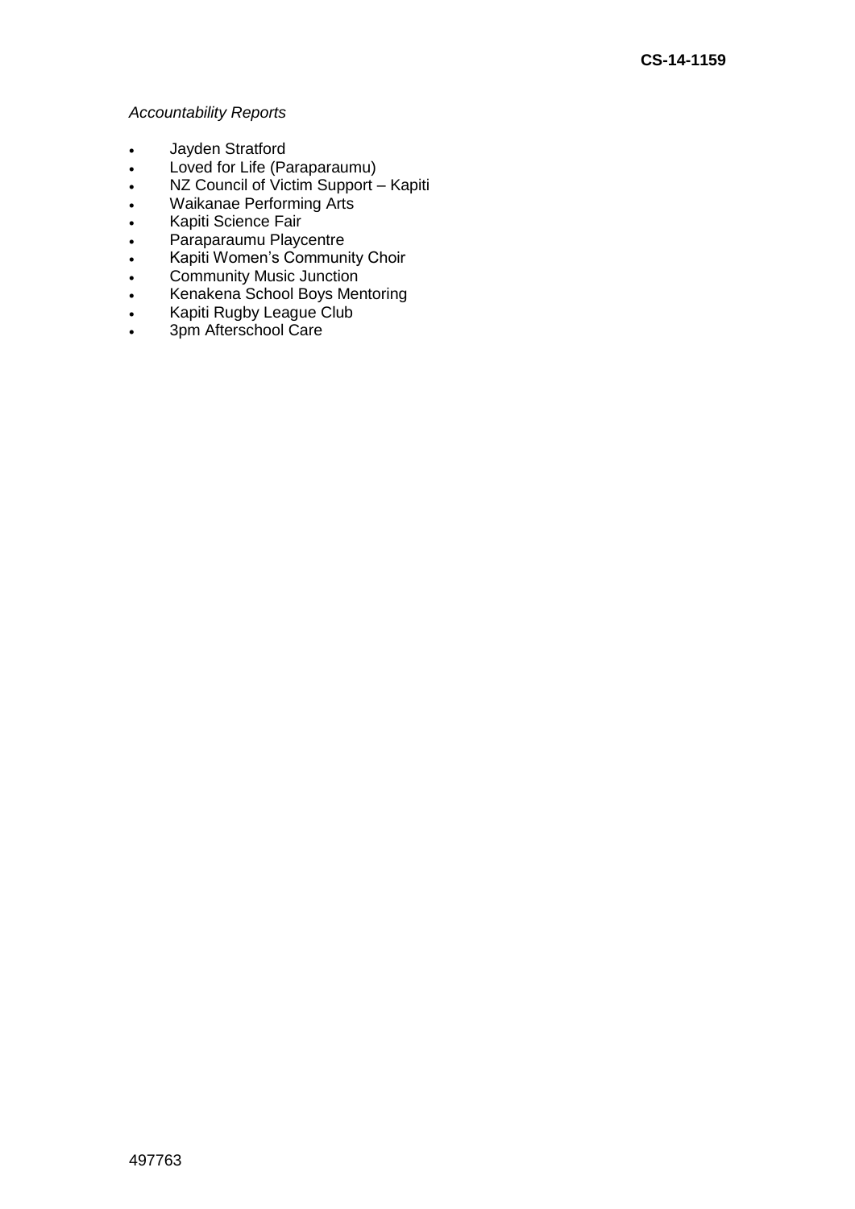*Accountability Reports*

- Jayden Stratford
- Loved for Life (Paraparaumu)
- NZ Council of Victim Support – Kapiti
- Waikanae Performing Arts
- Kapiti Science Fair
- Paraparaumu Playcentre
- Kapiti Women's Community Choir
- Community Music Junction
- Kenakena School Boys Mentoring
- Kapiti Rugby League Club
- 3pm Afterschool Care